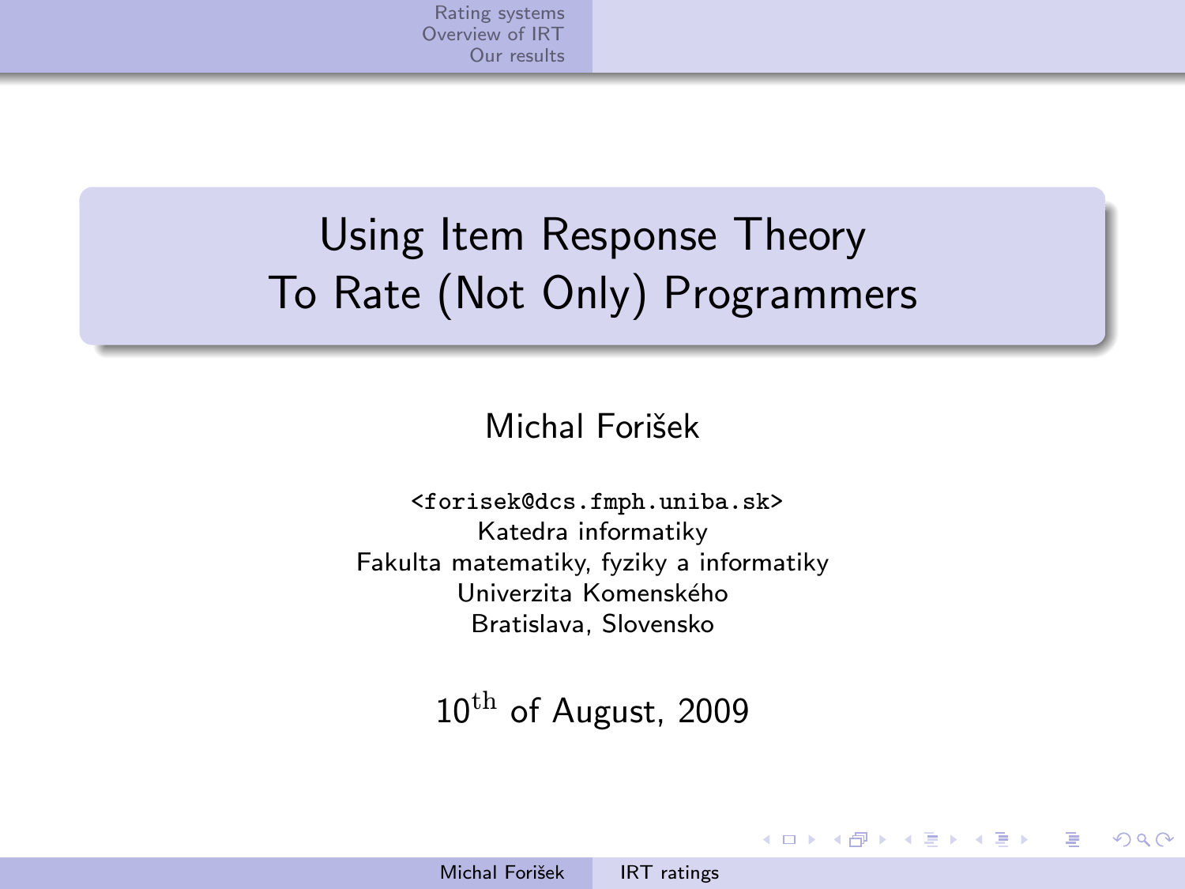# Using Item Response Theory To Rate (Not Only) Programmers

Michal Forišek

<forisek@dcs.fmph.uniba.sk>
Katedra informatiky
Fakulta matematiky, fyziky a informatiky
Univerzita Komenského
Bratislava, Slovensko

10$^{\mathrm{th}}$ of August, 2009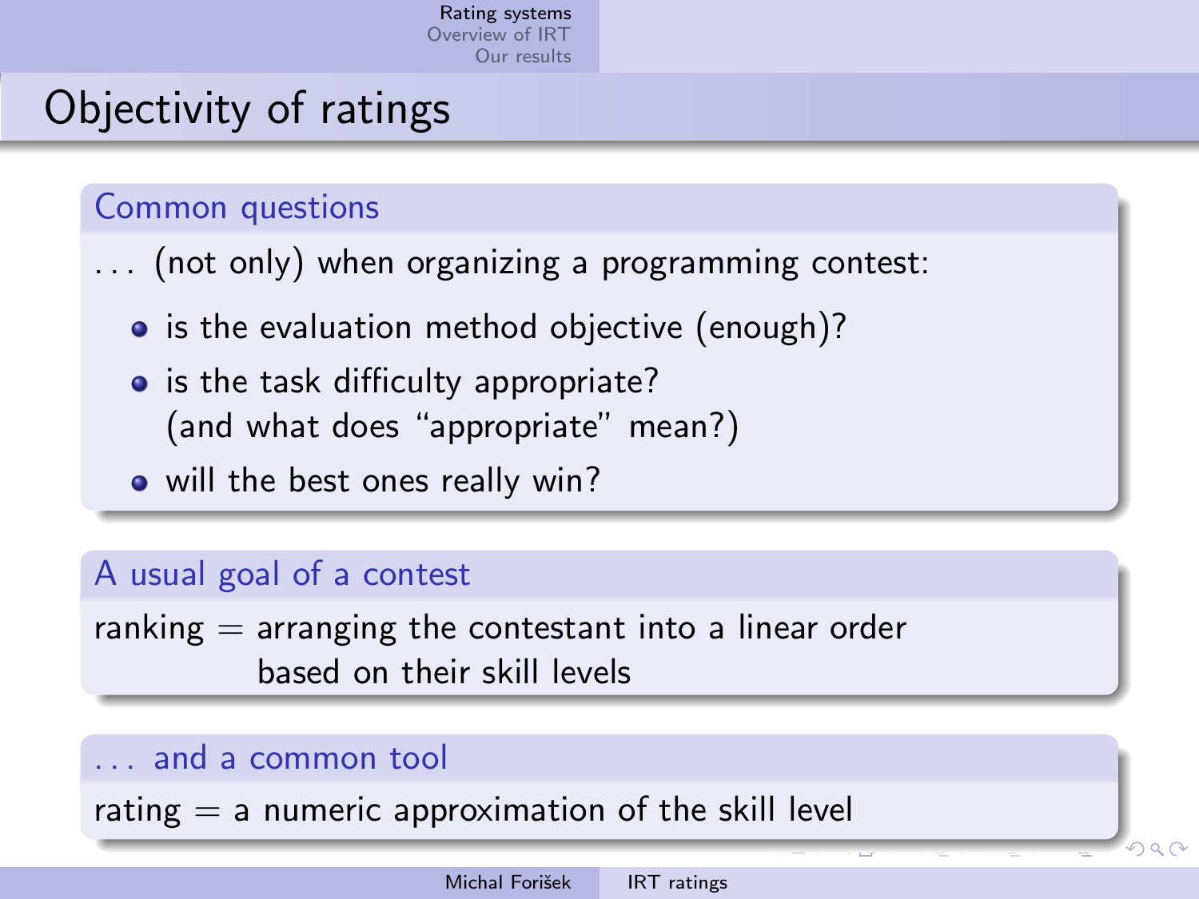# Objectivity of ratings

### Common questions

... (not only) when organizing a programming contest:

- is the evaluation method objective (enough)?
- is the task difficulty appropriate?
  (and what does "appropriate" mean?)
- will the best ones really win?

### A usual goal of a contest

ranking = arranging the contestant into a linear order
based on their skill levels

### ... and a common tool

rating = a numeric approximation of the skill level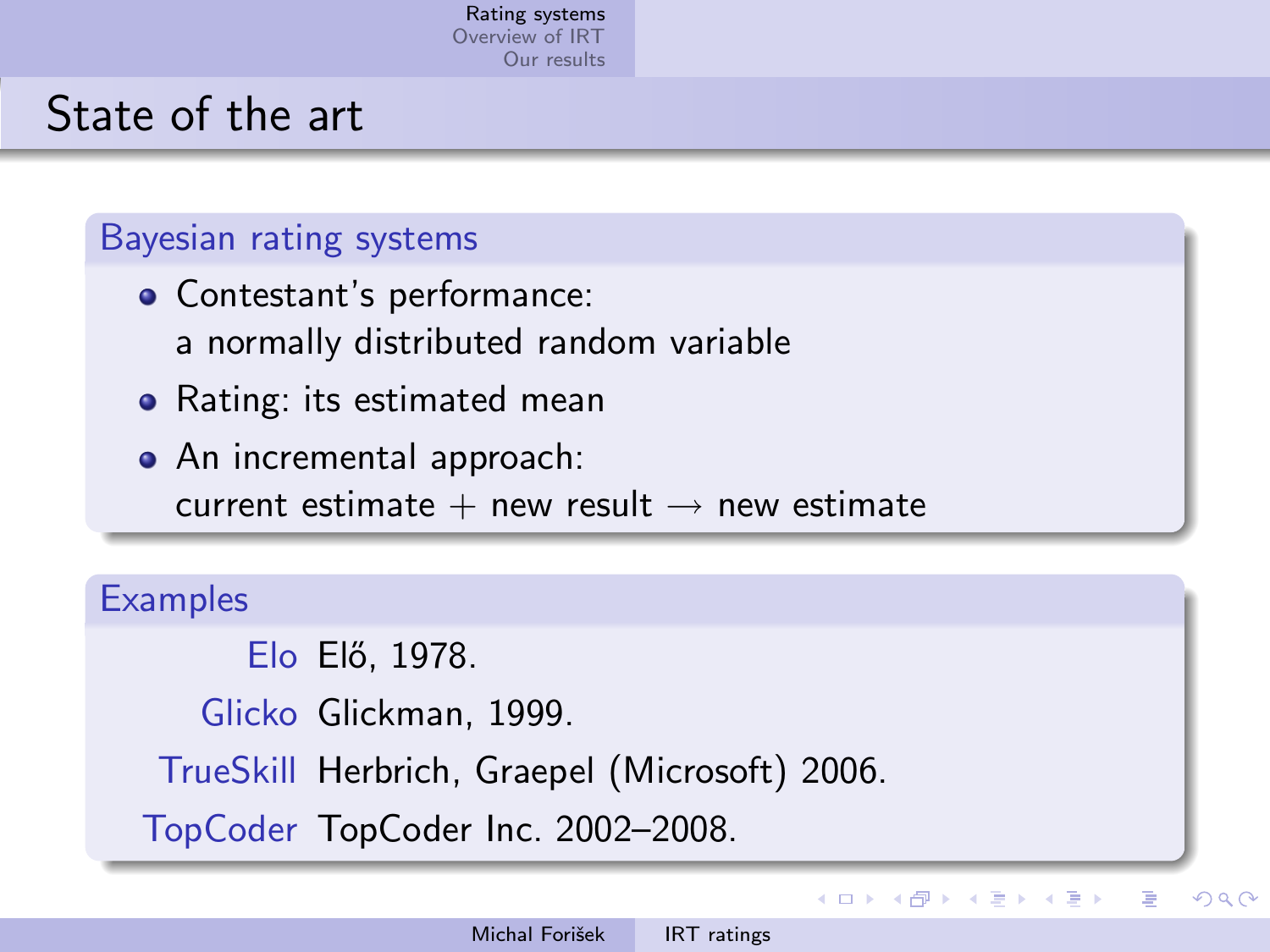# State of the art

## Bayesian rating systems

- Contestant's performance: a normally distributed random variable
- Rating: its estimated mean
- An incremental approach: current estimate + new result $\rightarrow$ new estimate

## Examples

| | |
|---|---|
| Elo | Elő, 1978. |
| Glicko | Glickman, 1999. |
| TrueSkill | Herbrich, Graepel (Microsoft) 2006. |
| TopCoder | TopCoder Inc. 2002–2008. |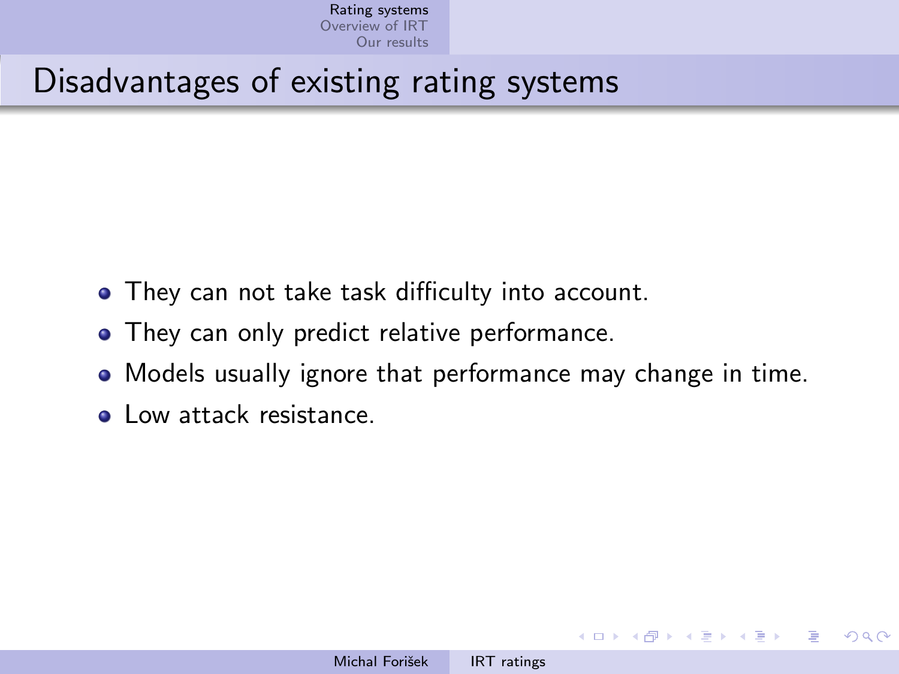# Disadvantages of existing rating systems

- They can not take task difficulty into account.
- They can only predict relative performance.
- Models usually ignore that performance may change in time.
- Low attack resistance.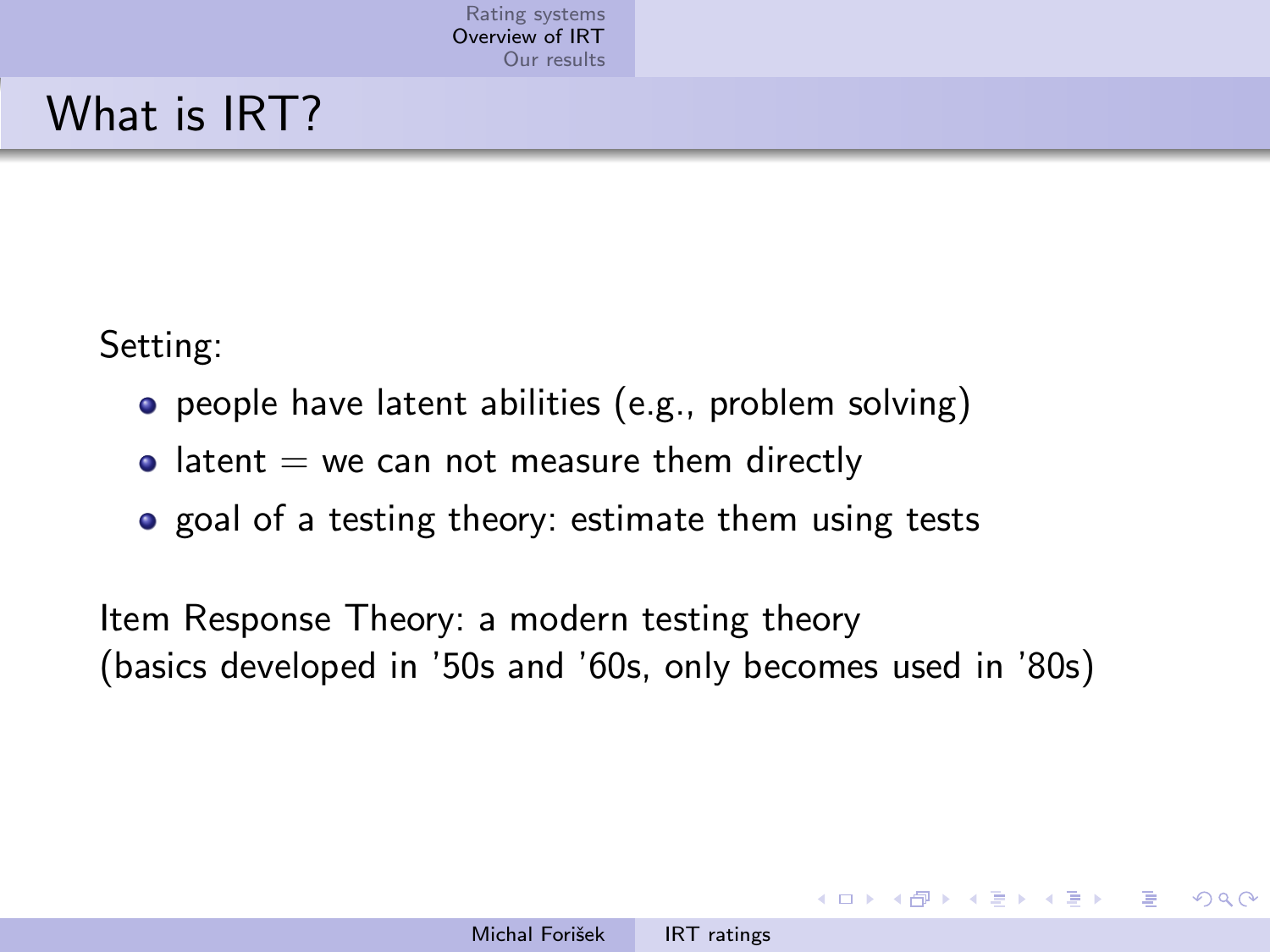# What is IRT?

Setting:

- people have latent abilities (e.g., problem solving)
- latent = we can not measure them directly
- goal of a testing theory: estimate them using tests

Item Response Theory: a modern testing theory
(basics developed in '50s and '60s, only becomes used in '80s)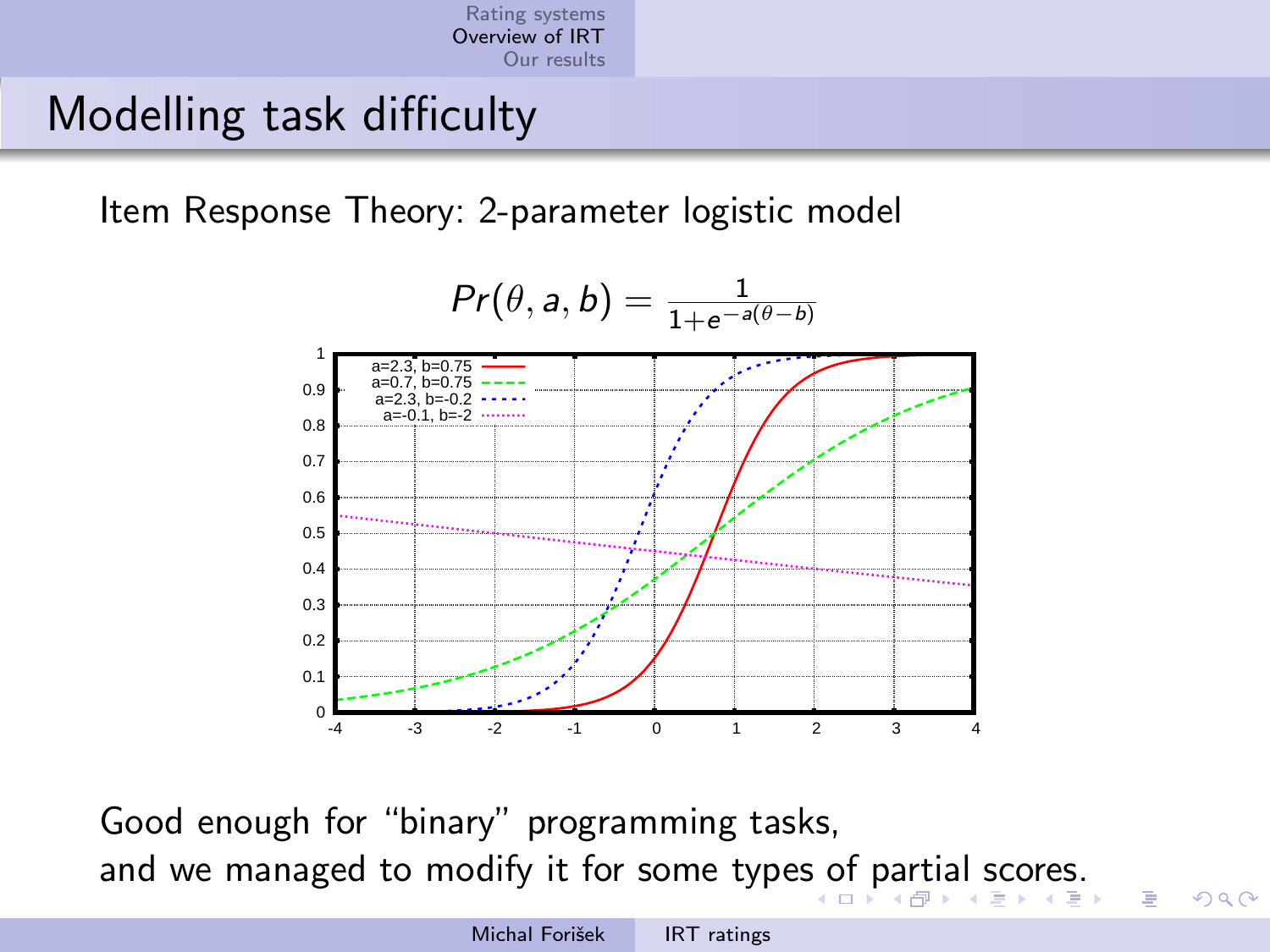# Modelling task difficulty

Item Response Theory: 2-parameter logistic model

$$Pr(\theta, a, b) = \frac{1}{1+e^{-a(\theta-b)}}$$

Good enough for "binary" programming tasks,
and we managed to modify it for some types of partial scores.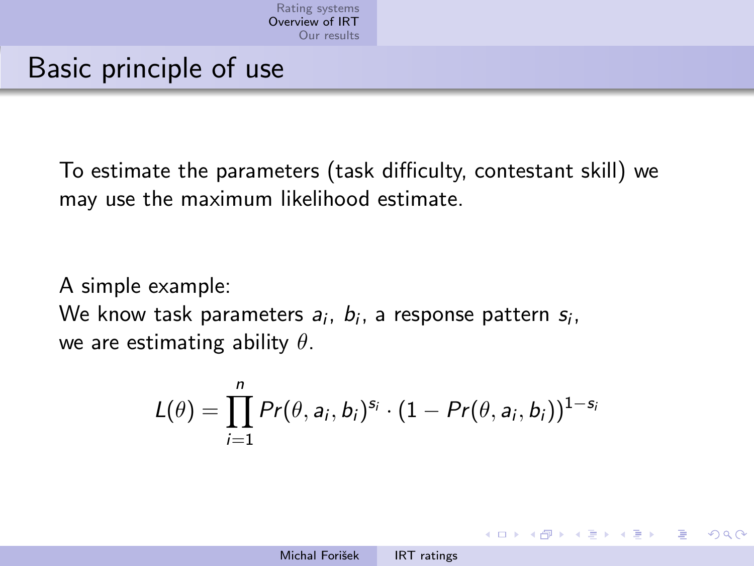# Basic principle of use

To estimate the parameters (task difficulty, contestant skill) we may use the maximum likelihood estimate.

A simple example:
We know task parameters $a_i$, $b_i$, a response pattern $s_i$,
we are estimating ability $\theta$.

$$L(\theta) = \prod_{i=1}^{n} Pr(\theta, a_i, b_i)^{s_i} \cdot (1 - Pr(\theta, a_i, b_i))^{1-s_i}$$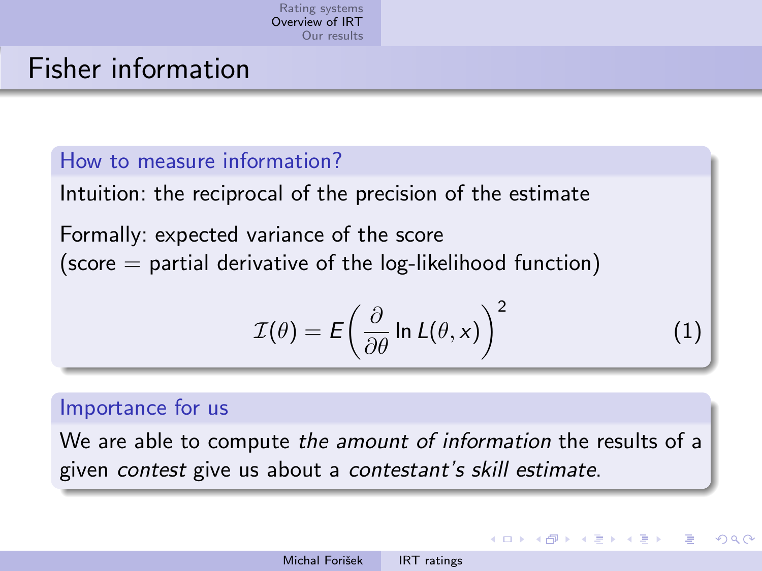# Fisher information

### How to measure information?

Intuition: the reciprocal of the precision of the estimate

Formally: expected variance of the score
(score = partial derivative of the log-likelihood function)

$$\mathcal{I}(\theta) = E\left(\frac{\partial}{\partial\theta}\ln L(\theta, x)\right)^2 \tag{1}$$

### Importance for us

We are able to compute *the amount of information* the results of a given *contest* give us about a *contestant's skill estimate*.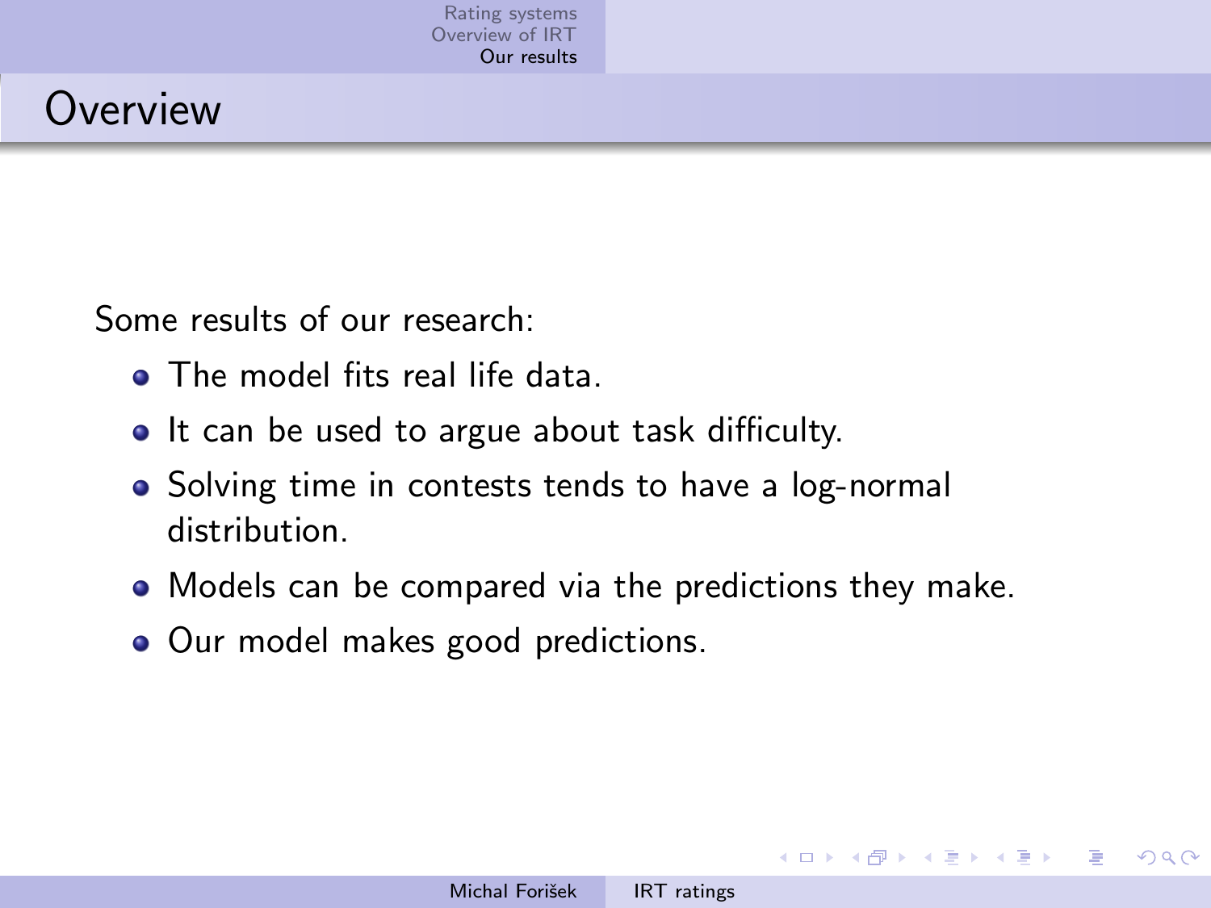# Overview

Some results of our research:

- The model fits real life data.
- It can be used to argue about task difficulty.
- Solving time in contests tends to have a log-normal distribution.
- Models can be compared via the predictions they make.
- Our model makes good predictions.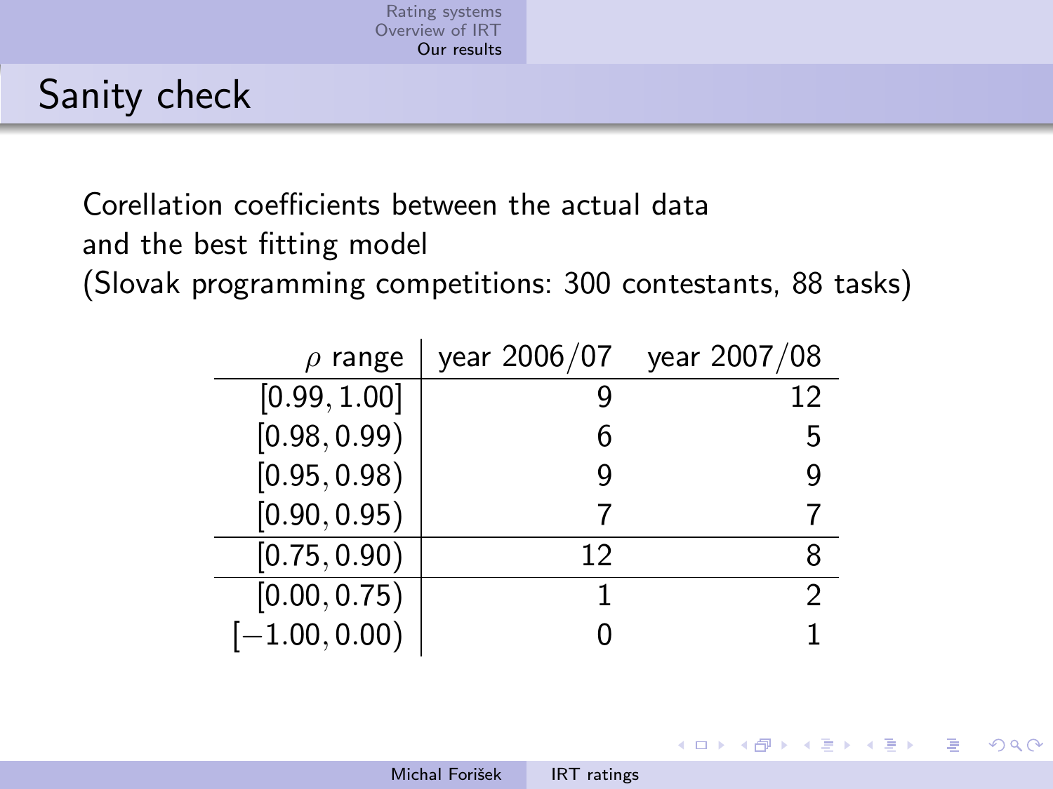# Sanity check

Corellation coefficients between the actual data and the best fitting model (Slovak programming competitions: 300 contestants, 88 tasks)

| $\rho$ range | year 2006/07 | year 2007/08 |
|---|---|---|
| $[0.99, 1.00]$ | 9 | 12 |
| $[0.98, 0.99)$ | 6 | 5 |
| $[0.95, 0.98)$ | 9 | 9 |
| $[0.90, 0.95)$ | 7 | 7 |
| $[0.75, 0.90)$ | 12 | 8 |
| $[0.00, 0.75)$ | 1 | 2 |
| $[-1.00, 0.00)$ | 0 | 1 |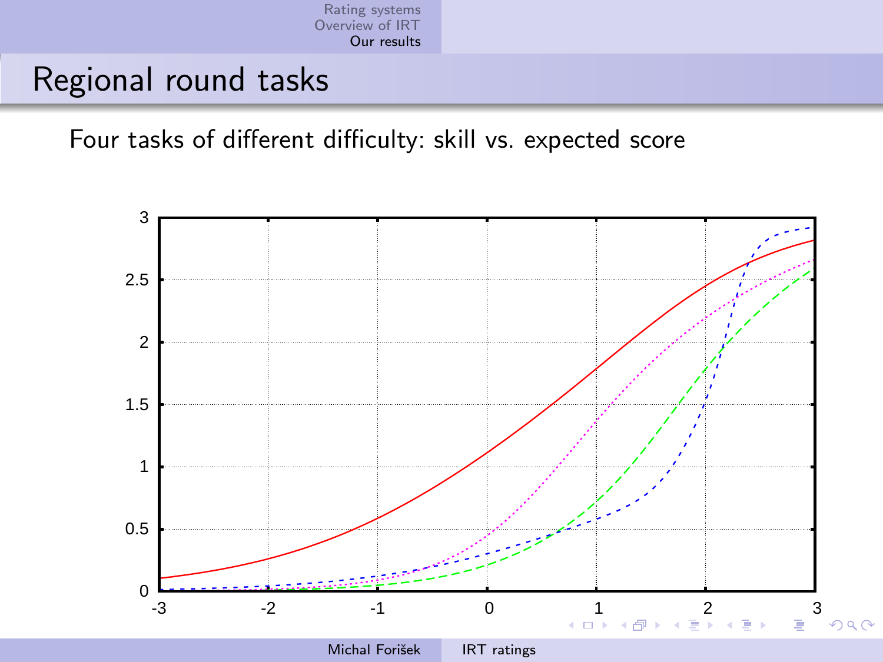# Regional round tasks

Four tasks of different difficulty: skill vs. expected score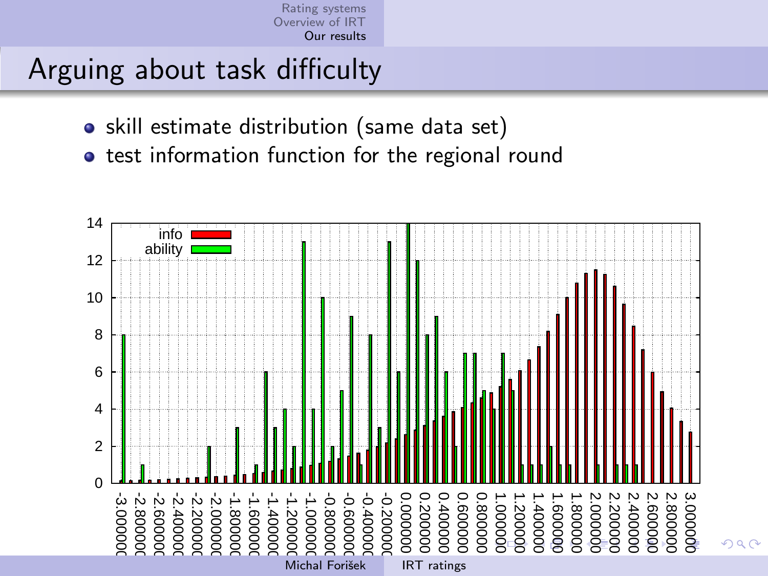## Arguing about task difficulty

- skill estimate distribution (same data set)
- test information function for the regional round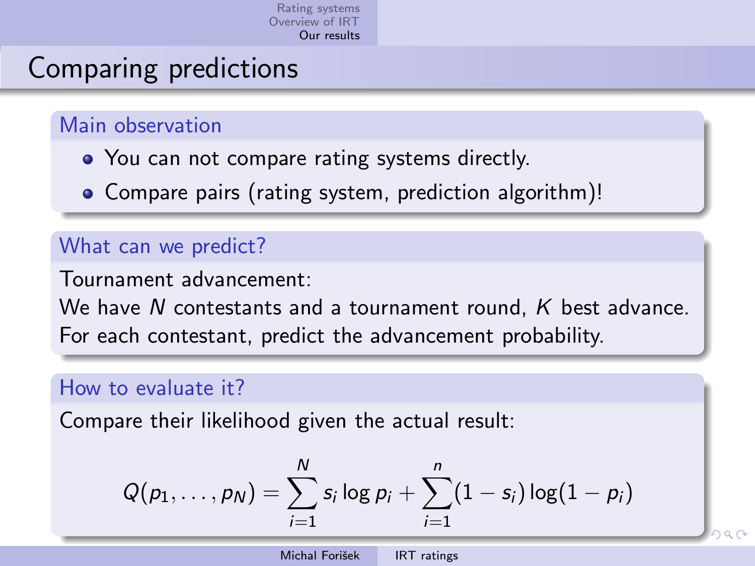# Comparing predictions

## Main observation

- You can not compare rating systems directly.
- Compare pairs (rating system, prediction algorithm)!

## What can we predict?

Tournament advancement:
We have $N$ contestants and a tournament round, $K$ best advance.
For each contestant, predict the advancement probability.

## How to evaluate it?

Compare their likelihood given the actual result:

$$Q(p_1, \ldots, p_N) = \sum_{i=1}^{N} s_i \log p_i + \sum_{i=1}^{n} (1 - s_i) \log(1 - p_i)$$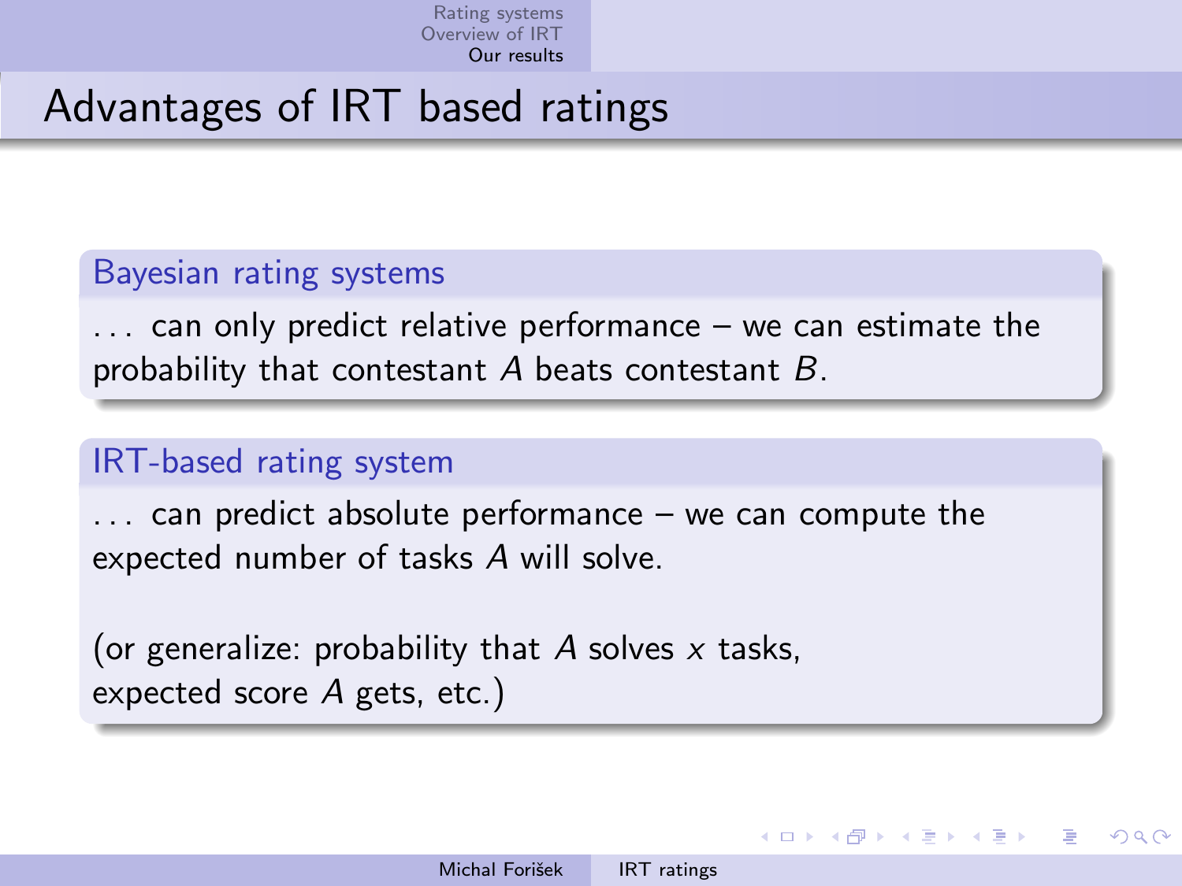# Advantages of IRT based ratings

### Bayesian rating systems

... can only predict relative performance – we can estimate the probability that contestant $A$ beats contestant $B$.

### IRT-based rating system

... can predict absolute performance – we can compute the expected number of tasks $A$ will solve.

(or generalize: probability that $A$ solves $x$ tasks, expected score $A$ gets, etc.)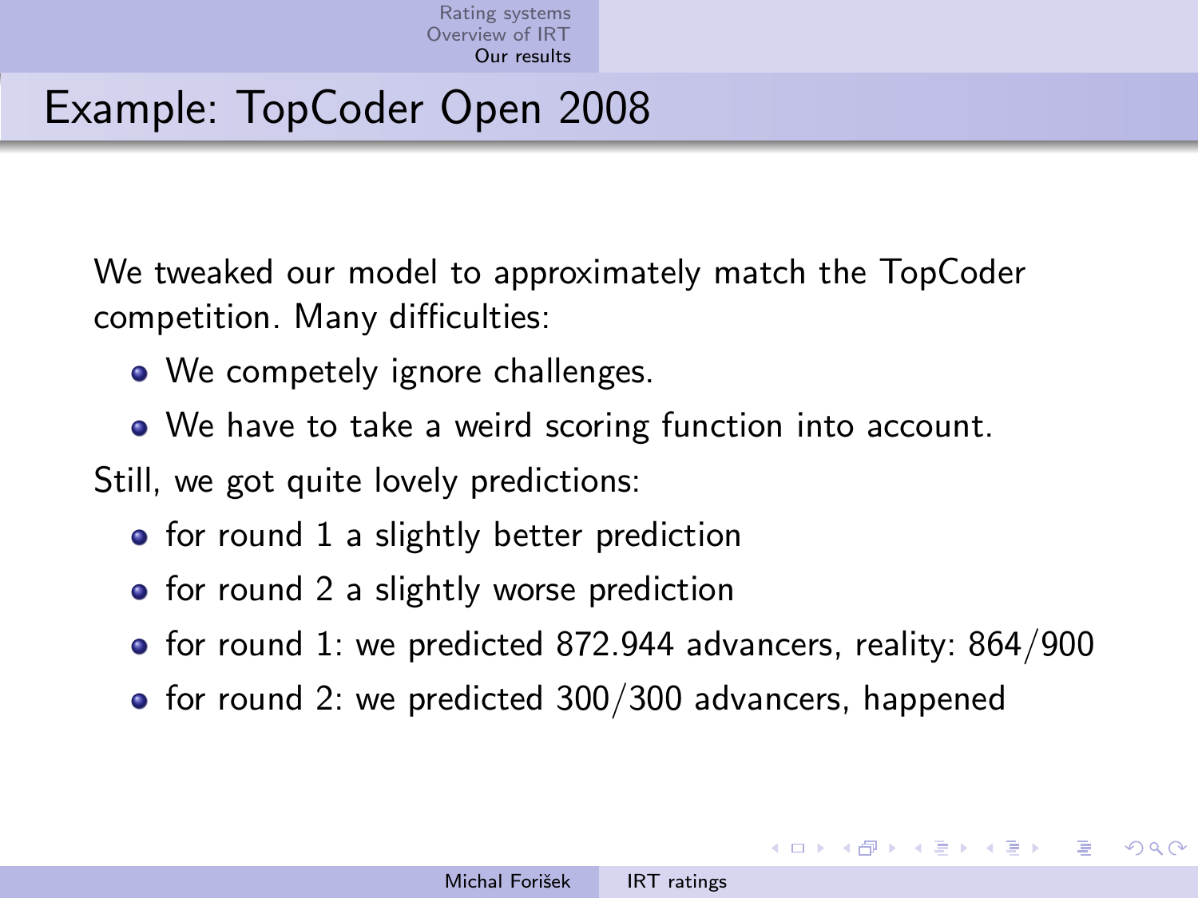# Example: TopCoder Open 2008

We tweaked our model to approximately match the TopCoder competition. Many difficulties:

- We competely ignore challenges.
- We have to take a weird scoring function into account.

Still, we got quite lovely predictions:

- for round 1 a slightly better prediction
- for round 2 a slightly worse prediction
- for round 1: we predicted 872.944 advancers, reality: 864/900
- for round 2: we predicted 300/300 advancers, happened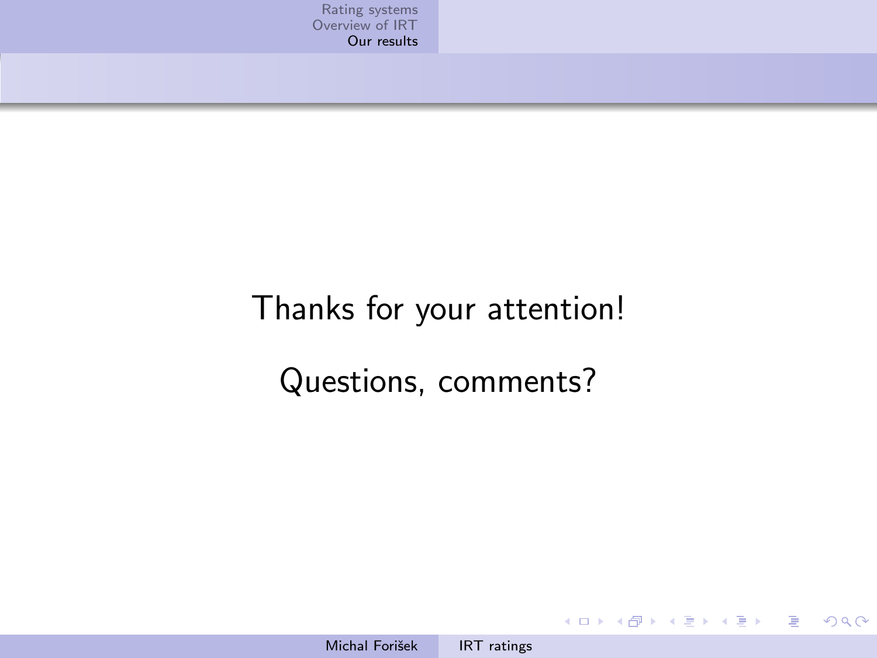Thanks for your attention!

Questions, comments?